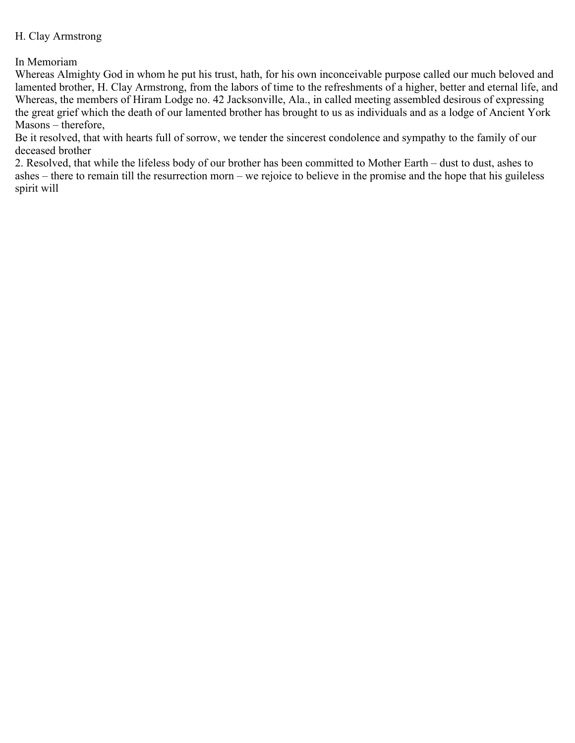H. Clay Armstrong

In Memoriam

Whereas Almighty God in whom he put his trust, hath, for his own inconceivable purpose called our much beloved and lamented brother, H. Clay Armstrong, from the labors of time to the refreshments of a higher, better and eternal life, and Whereas, the members of Hiram Lodge no. 42 Jacksonville, Ala., in called meeting assembled desirous of expressing the great grief which the death of our lamented brother has brought to us as individuals and as a lodge of Ancient York Masons – therefore,

Be it resolved, that with hearts full of sorrow, we tender the sincerest condolence and sympathy to the family of our deceased brother

2. Resolved, that while the lifeless body of our brother has been committed to Mother Earth – dust to dust, ashes to ashes – there to remain till the resurrection morn – we rejoice to believe in the promise and the hope that his guileless spirit will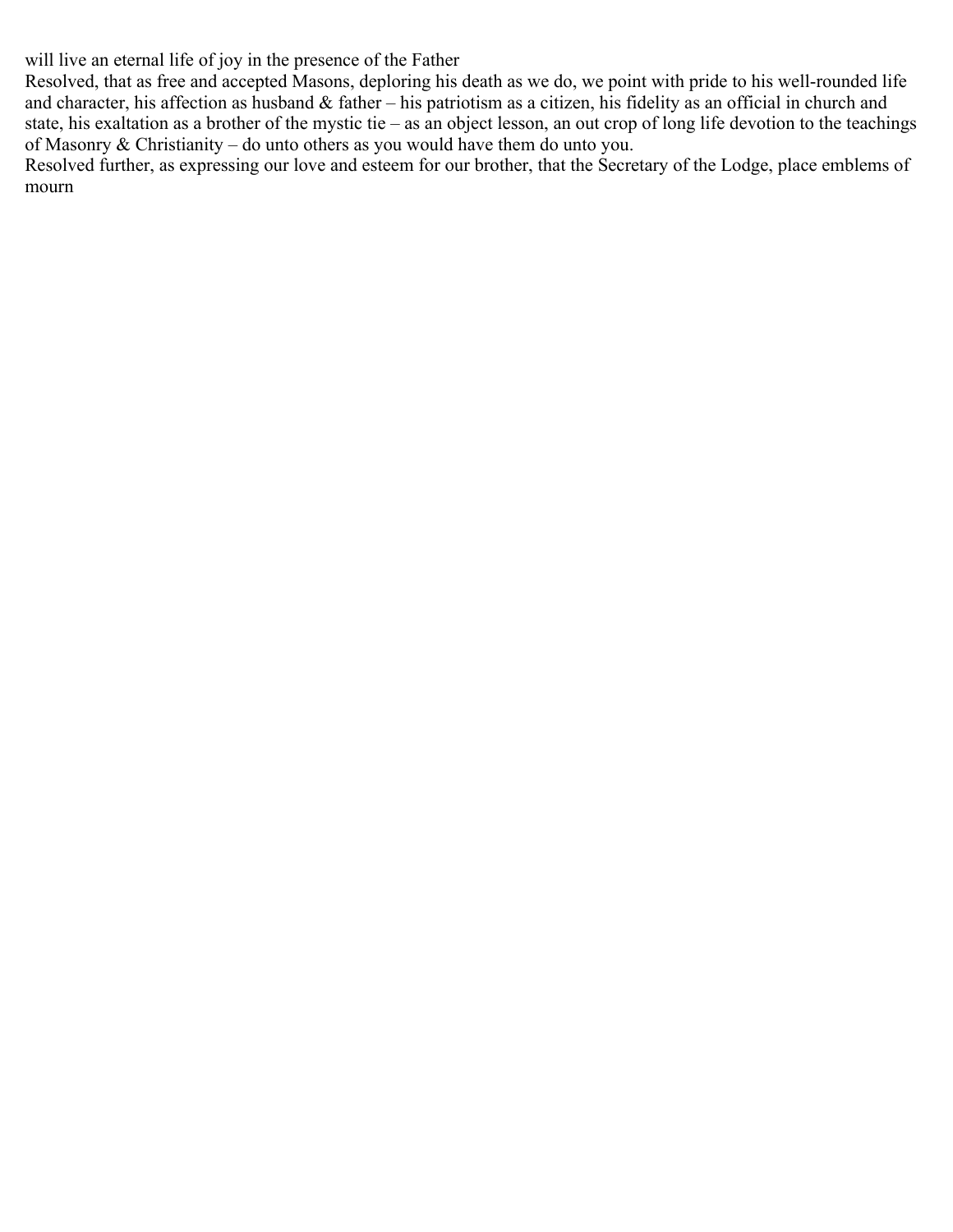will live an eternal life of joy in the presence of the Father

Resolved, that as free and accepted Masons, deploring his death as we do, we point with pride to his well-rounded life and character, his affection as husband & father – his patriotism as a citizen, his fidelity as an official in church and state, his exaltation as a brother of the mystic tie – as an object lesson, an out crop of long life devotion to the teachings of Masonry & Christianity – do unto others as you would have them do unto you.

Resolved further, as expressing our love and esteem for our brother, that the Secretary of the Lodge, place emblems of mourn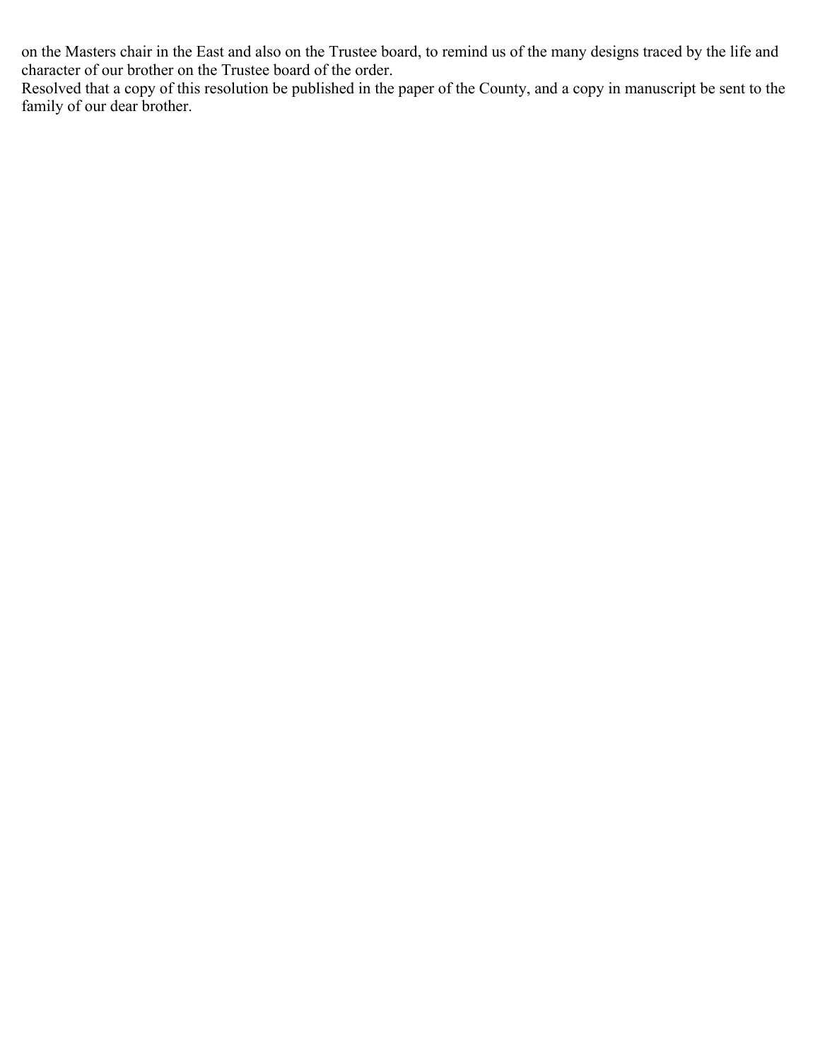on the Masters chair in the East and also on the Trustee board, to remind us of the many designs traced by the life and character of our brother on the Trustee board of the order.

Resolved that a copy of this resolution be published in the paper of the County, and a copy in manuscript be sent to the family of our dear brother.